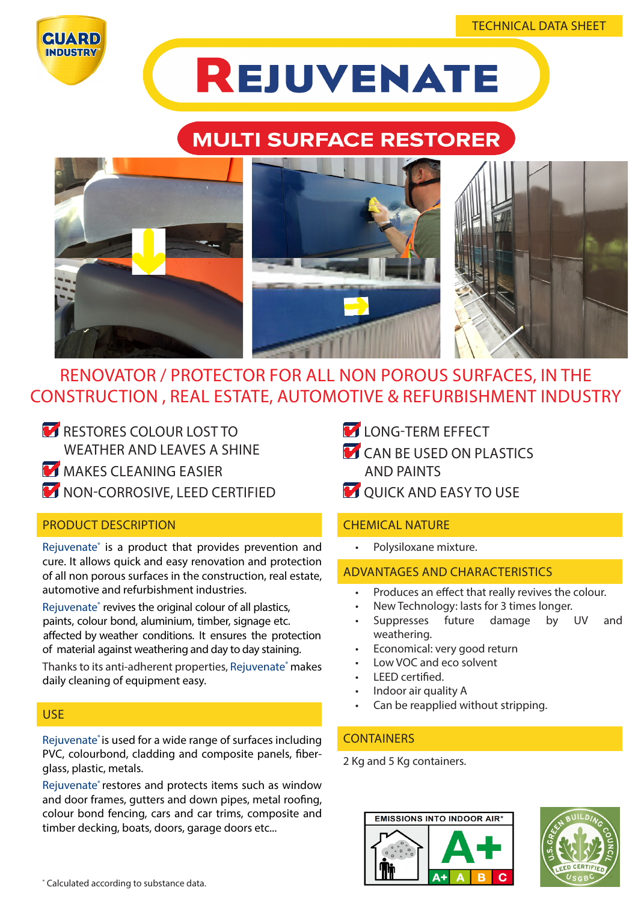TECHNICAL DATA SHEET

# REJUVENATE

## MULTI SURFACE RESTORER

RENOVATOR / PROTECTOR FOR ALL NON POROUS SURFACES, IN THE CONSTRUCTION , REAL ESTATE, AUTOMOTIVE & REFURBISHMENT INDUSTRY

- RESTORES COLOUR LOST TO WEATHER AND LEAVES A SHINE
- MAKES CLEANING EASIER
- NON-CORROSIVE, LEED CERTIFIED
- LONG-TERM EFFECT
- CAN BE USED ON PLASTICS AND PAINTS
- QUICK AND EASY TO USE

### PRODUCT DESCRIPTION

Rejuvenate® is a product that provides prevention and cure. It allows quick and easy renovation and protection of all non porous surfaces in the construction, real estate, automotive and refurbishment industries.

Rejuvenate® revives the original colour of all plastics, paints, colour bond, aluminium, timber, signage etc. affected by weather conditions. It ensures the protection of material against weathering and day to day staining.

Thanks to its anti-adherent properties, Rejuvenate® makes daily cleaning of equipment easy.

### USE

Rejuvenate® is used for a wide range of surfaces including PVC, colourbond, cladding and composite panels, fiber-glass, plastic, metals.

Rejuvenate® restores and protects items such as window and door frames, gutters and down pipes, metal roofing, colour bond fencing, cars and car trims, composite and timber decking, boats, doors, garage doors etc...

### CHEMICAL NATURE

- Polysiloxane mixture.

### ADVANTAGES AND CHARACTERISTICS

- Produces an effect that really revives the colour.
- New Technology: lasts for 3 times longer.
- Suppresses future damage by UV and weathering.
- Economical: very good return
- Low VOC and eco solvent
- LEED certified.
- Indoor air quality A
- Can be reapplied without stripping.

### CONTAINERS

2 Kg and 5 Kg containers.

EMISSIONS INTO INDOOR AIR* A+

* Calculated according to substance data.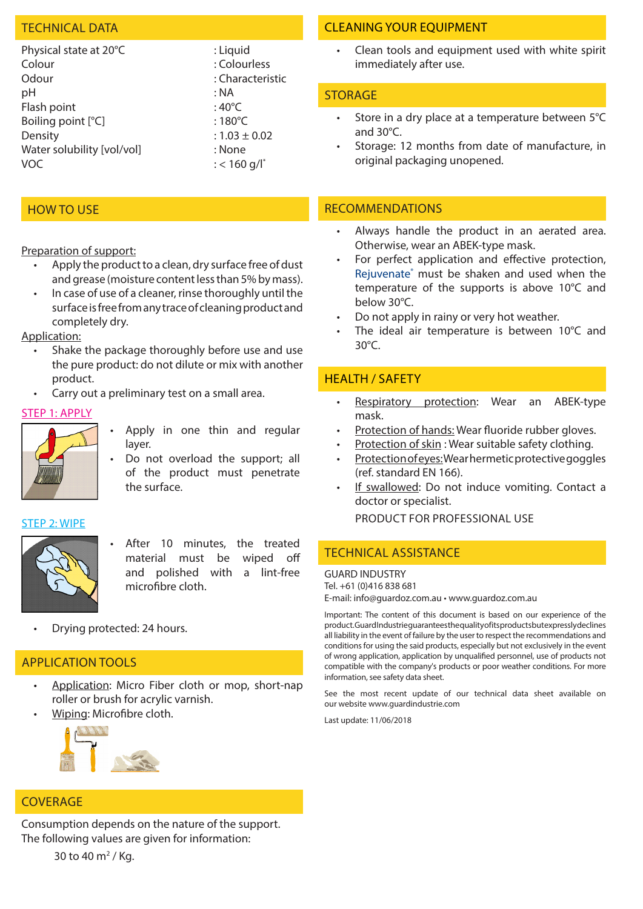## TECHNICAL DATA

| | |
|---|---|
| Physical state at 20°C | : Liquid |
| Colour | : Colourless |
| Odour | : Characteristic |
| pH | : NA |
| Flash point | : 40°C |
| Boiling point [°C] | : 180°C |
| Density | : 1.03 ± 0.02 |
| Water solubility [vol/vol] | : None |
| VOC | : < 160 g/l* |

## HOW TO USE

Preparation of support:

- Apply the product to a clean, dry surface free of dust and grease (moisture content less than 5% by mass).
- In case of use of a cleaner, rinse thoroughly until the surface is free from any trace of cleaning product and completely dry.

Application:

- Shake the package thoroughly before use and use the pure product: do not dilute or mix with another product.
- Carry out a preliminary test on a small area.

STEP 1: APPLY

- Apply in one thin and regular layer.
- Do not overload the support; all of the product must penetrate the surface.

STEP 2: WIPE

- After 10 minutes, the treated material must be wiped off and polished with a lint-free microfibre cloth.

- Drying protected: 24 hours.

## APPLICATION TOOLS

- Application: Micro Fiber cloth or mop, short-nap roller or brush for acrylic varnish.
- Wiping: Microfibre cloth.

## COVERAGE

Consumption depends on the nature of the support. The following values are given for information:

30 to 40 $m^2$ / Kg.

## CLEANING YOUR EQUIPMENT

- Clean tools and equipment used with white spirit immediately after use.

## STORAGE

- Store in a dry place at a temperature between 5°C and 30°C.
- Storage: 12 months from date of manufacture, in original packaging unopened.

## RECOMMENDATIONS

- Always handle the product in an aerated area. Otherwise, wear an ABEK-type mask.
- For perfect application and effective protection, Rejuvenate® must be shaken and used when the temperature of the supports is above 10°C and below 30°C.
- Do not apply in rainy or very hot weather.
- The ideal air temperature is between 10°C and 30°C.

## HEALTH / SAFETY

- Respiratory protection: Wear an ABEK-type mask.
- Protection of hands: Wear fluoride rubber gloves.
- Protection of skin : Wear suitable safety clothing.
- Protection of eyes: Wear hermetic protective goggles (ref. standard EN 166).
- If swallowed: Do not induce vomiting. Contact a doctor or specialist.

PRODUCT FOR PROFESSIONAL USE

## TECHNICAL ASSISTANCE

GUARD INDUSTRY
Tel. +61 (0)416 838 681
E-mail: info@guardoz.com.au • www.guardoz.com.au

Important: The content of this document is based on our experience of the product. Guard Industrie guarantees the quality of its products but expressly declines all liability in the event of failure by the user to respect the recommendations and conditions for using the said products, especially but not exclusively in the event of wrong application, application by unqualified personnel, use of products not compatible with the company's products or poor weather conditions. For more information, see safety data sheet.

See the most recent update of our technical data sheet available on our website www.guardindustrie.com

Last update: 11/06/2018